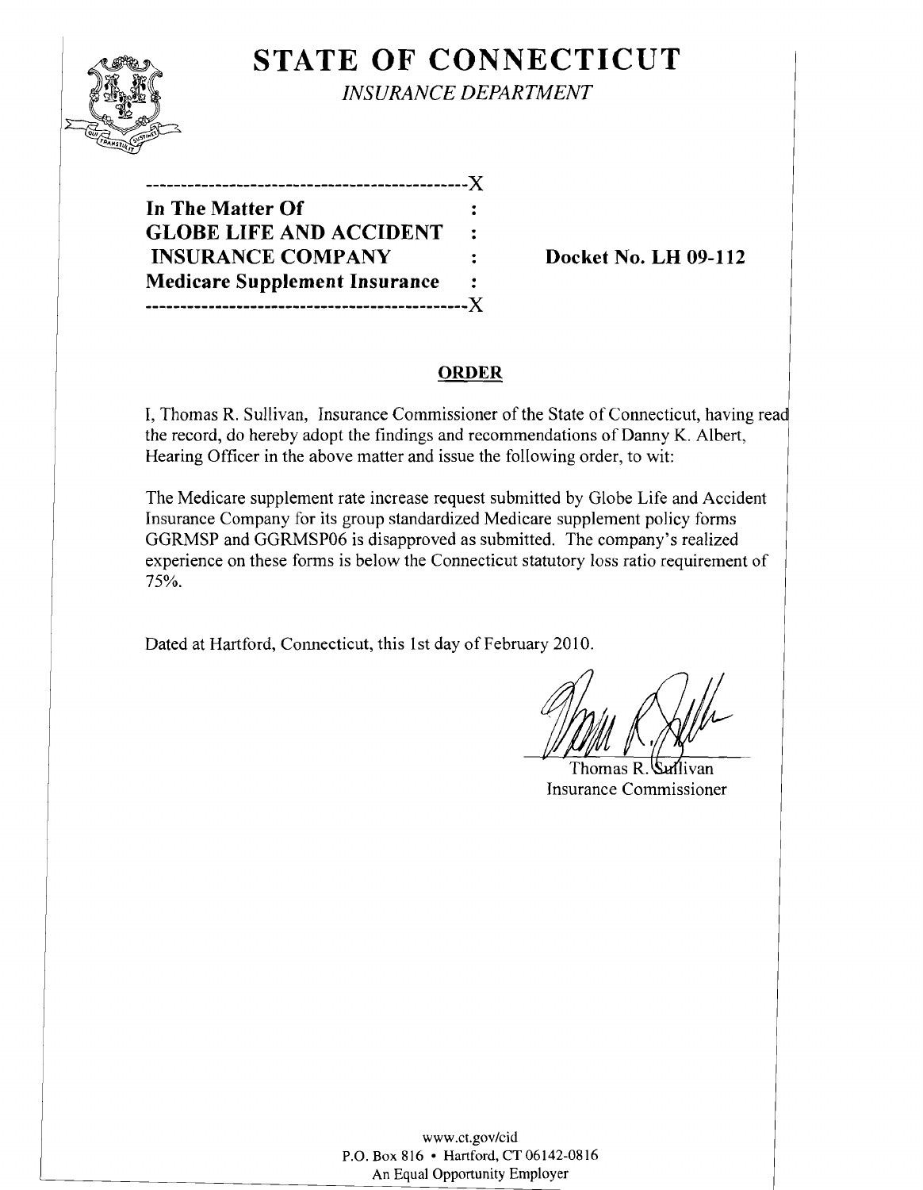# STATE OF CONNECTICUT

*INSURANCE DEPARTMENT*

---

**In The Matter Of** :
**GLOBE LIFE AND ACCIDENT** :
**INSURANCE COMPANY** : **Docket No. LH 09-112**
**Medicare Supplement Insurance** :

---

## ORDER

I, Thomas R. Sullivan, Insurance Commissioner of the State of Connecticut, having read the record, do hereby adopt the findings and recommendations of Danny K. Albert, Hearing Officer in the above matter and issue the following order, to wit:

The Medicare supplement rate increase request submitted by Globe Life and Accident Insurance Company for its group standardized Medicare supplement policy forms GGRMSP and GGRMSP06 is disapproved as submitted. The company's realized experience on these forms is below the Connecticut statutory loss ratio requirement of 75%.

Dated at Hartford, Connecticut, this 1st day of February 2010.

Thomas R. Sullivan
Insurance Commissioner

www.ct.gov/cid
P.O. Box 816 • Hartford, CT 06142-0816
An Equal Opportunity Employer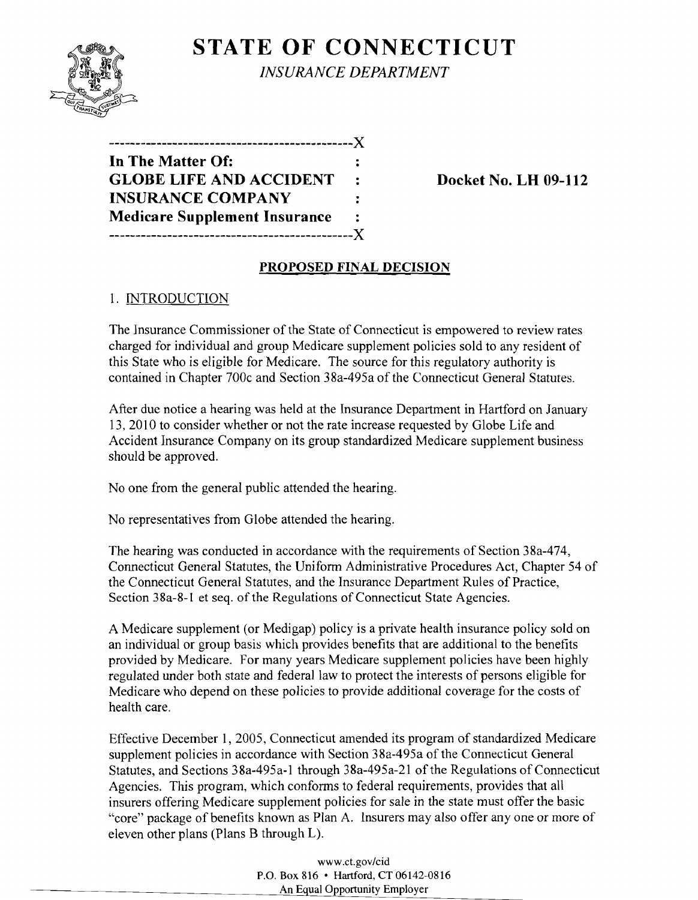# STATE OF CONNECTICUT

*INSURANCE DEPARTMENT*

```
---------------------------------------------X
In The Matter Of:                            :
GLOBE LIFE AND ACCIDENT                      :
INSURANCE COMPANY                            :
Medicare Supplement Insurance                :
---------------------------------------------X
```

**Docket No. LH 09-112**

## PROPOSED FINAL DECISION

### 1. INTRODUCTION

The Insurance Commissioner of the State of Connecticut is empowered to review rates charged for individual and group Medicare supplement policies sold to any resident of this State who is eligible for Medicare. The source for this regulatory authority is contained in Chapter 700c and Section 38a-495a of the Connecticut General Statutes.

After due notice a hearing was held at the Insurance Department in Hartford on January 13, 2010 to consider whether or not the rate increase requested by Globe Life and Accident Insurance Company on its group standardized Medicare supplement business should be approved.

No one from the general public attended the hearing.

No representatives from Globe attended the hearing.

The hearing was conducted in accordance with the requirements of Section 38a-474, Connecticut General Statutes, the Uniform Administrative Procedures Act, Chapter 54 of the Connecticut General Statutes, and the Insurance Department Rules of Practice, Section 38a-8-1 et seq. of the Regulations of Connecticut State Agencies.

A Medicare supplement (or Medigap) policy is a private health insurance policy sold on an individual or group basis which provides benefits that are additional to the benefits provided by Medicare. For many years Medicare supplement policies have been highly regulated under both state and federal law to protect the interests of persons eligible for Medicare who depend on these policies to provide additional coverage for the costs of health care.

Effective December 1, 2005, Connecticut amended its program of standardized Medicare supplement policies in accordance with Section 38a-495a of the Connecticut General Statutes, and Sections 38a-495a-1 through 38a-495a-21 of the Regulations of Connecticut Agencies. This program, which conforms to federal requirements, provides that all insurers offering Medicare supplement policies for sale in the state must offer the basic "core" package of benefits known as Plan A. Insurers may also offer any one or more of eleven other plans (Plans B through L).

www.ct.gov/cid
P.O. Box 816 • Hartford, CT 06142-0816
An Equal Opportunity Employer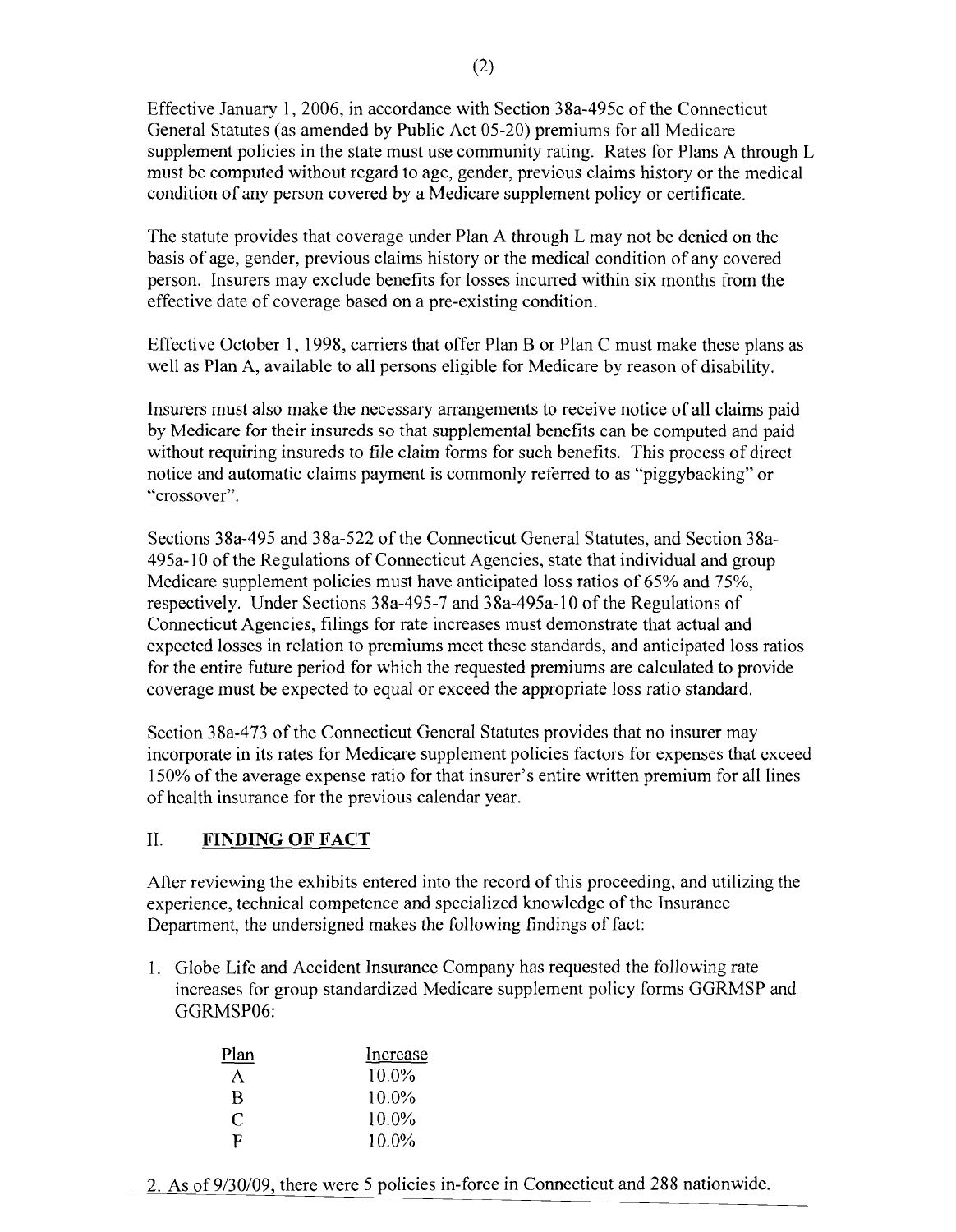Effective January 1, 2006, in accordance with Section 38a-495c of the Connecticut General Statutes (as amended by Public Act 05-20) premiums for all Medicare supplement policies in the state must use community rating. Rates for Plans A through L must be computed without regard to age, gender, previous claims history or the medical condition of any person covered by a Medicare supplement policy or certificate.

The statute provides that coverage under Plan A through L may not be denied on the basis of age, gender, previous claims history or the medical condition of any covered person. Insurers may exclude benefits for losses incurred within six months from the effective date of coverage based on a pre-existing condition.

Effective October 1, 1998, carriers that offer Plan B or Plan C must make these plans as well as Plan A, available to all persons eligible for Medicare by reason of disability.

Insurers must also make the necessary arrangements to receive notice of all claims paid by Medicare for their insureds so that supplemental benefits can be computed and paid without requiring insureds to file claim forms for such benefits. This process of direct notice and automatic claims payment is commonly referred to as "piggybacking" or "crossover".

Sections 38a-495 and 38a-522 of the Connecticut General Statutes, and Section 38a-495a-10 of the Regulations of Connecticut Agencies, state that individual and group Medicare supplement policies must have anticipated loss ratios of 65% and 75%, respectively. Under Sections 38a-495-7 and 38a-495a-10 of the Regulations of Connecticut Agencies, filings for rate increases must demonstrate that actual and expected losses in relation to premiums meet these standards, and anticipated loss ratios for the entire future period for which the requested premiums are calculated to provide coverage must be expected to equal or exceed the appropriate loss ratio standard.

Section 38a-473 of the Connecticut General Statutes provides that no insurer may incorporate in its rates for Medicare supplement policies factors for expenses that exceed 150% of the average expense ratio for that insurer's entire written premium for all lines of health insurance for the previous calendar year.

## II. FINDING OF FACT

After reviewing the exhibits entered into the record of this proceeding, and utilizing the experience, technical competence and specialized knowledge of the Insurance Department, the undersigned makes the following findings of fact:

1. Globe Life and Accident Insurance Company has requested the following rate increases for group standardized Medicare supplement policy forms GGRMSP and GGRMSP06:

| Plan | Increase |
|---|---|
| A | 10.0% |
| B | 10.0% |
| C | 10.0% |
| F | 10.0% |

2. As of 9/30/09, there were 5 policies in-force in Connecticut and 288 nationwide.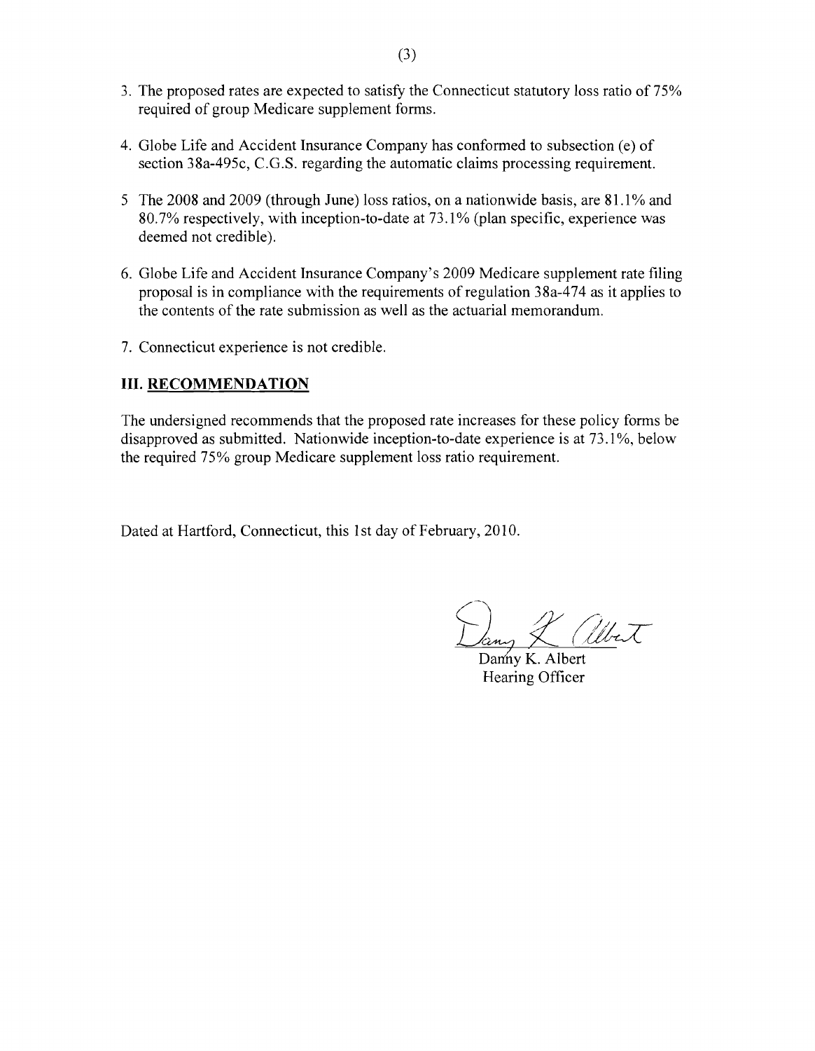3. The proposed rates are expected to satisfy the Connecticut statutory loss ratio of 75% required of group Medicare supplement forms.

4. Globe Life and Accident Insurance Company has conformed to subsection (e) of section 38a-495c, C.G.S. regarding the automatic claims processing requirement.

5 The 2008 and 2009 (through June) loss ratios, on a nationwide basis, are 81.1% and 80.7% respectively, with inception-to-date at 73.1% (plan specific, experience was deemed not credible).

6. Globe Life and Accident Insurance Company's 2009 Medicare supplement rate filing proposal is in compliance with the requirements of regulation 38a-474 as it applies to the contents of the rate submission as well as the actuarial memorandum.

7. Connecticut experience is not credible.

## III. RECOMMENDATION

The undersigned recommends that the proposed rate increases for these policy forms be disapproved as submitted. Nationwide inception-to-date experience is at 73.1%, below the required 75% group Medicare supplement loss ratio requirement.

Dated at Hartford, Connecticut, this 1st day of February, 2010.

Danny K. Albert
Hearing Officer